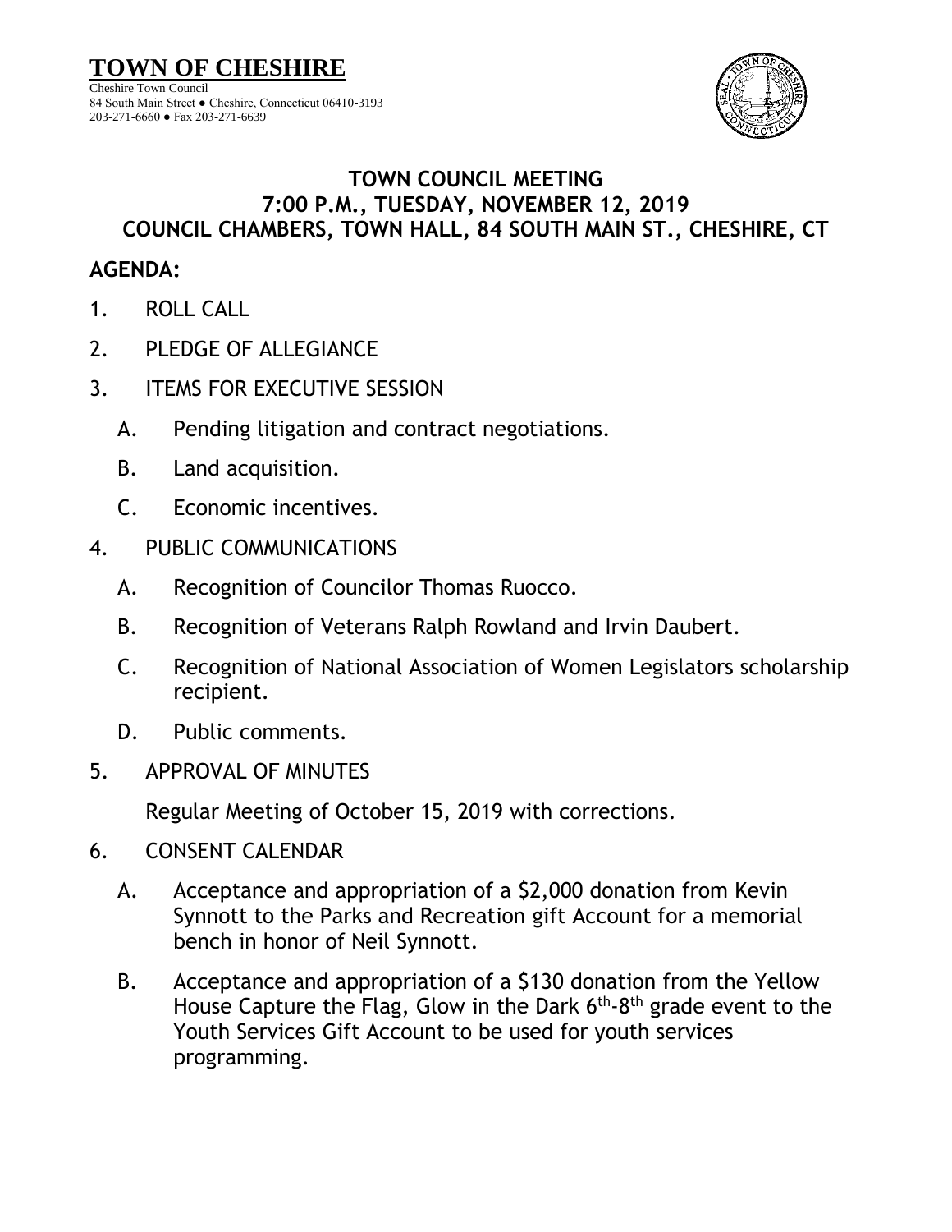# TOWN OF CHESHIRE

Cheshire Town Council
84 South Main Street ● Cheshire, Connecticut 06410-3193
203-271-6660 ● Fax 203-271-6639

## TOWN COUNCIL MEETING
## 7:00 P.M., TUESDAY, NOVEMBER 12, 2019
## COUNCIL CHAMBERS, TOWN HALL, 84 SOUTH MAIN ST., CHESHIRE, CT

**AGENDA:**

1. ROLL CALL
2. PLEDGE OF ALLEGIANCE
3. ITEMS FOR EXECUTIVE SESSION
   - A. Pending litigation and contract negotiations.
   - B. Land acquisition.
   - C. Economic incentives.
4. PUBLIC COMMUNICATIONS
   - A. Recognition of Councilor Thomas Ruocco.
   - B. Recognition of Veterans Ralph Rowland and Irvin Daubert.
   - C. Recognition of National Association of Women Legislators scholarship recipient.
   - D. Public comments.
5. APPROVAL OF MINUTES

   Regular Meeting of October 15, 2019 with corrections.
6. CONSENT CALENDAR
   - A. Acceptance and appropriation of a $2,000 donation from Kevin Synnott to the Parks and Recreation gift Account for a memorial bench in honor of Neil Synnott.
   - B. Acceptance and appropriation of a $130 donation from the Yellow House Capture the Flag, Glow in the Dark 6th-8th grade event to the Youth Services Gift Account to be used for youth services programming.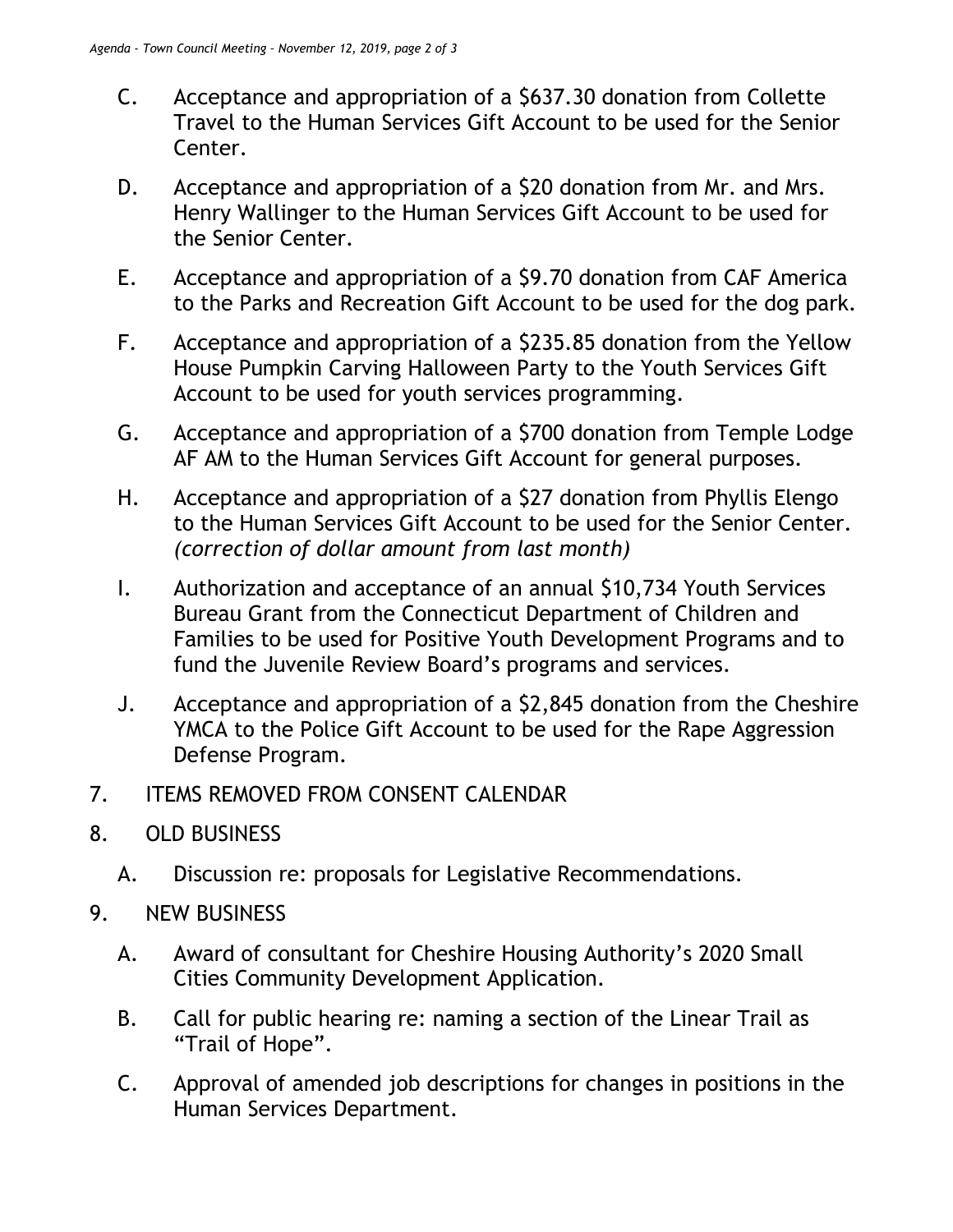C. Acceptance and appropriation of a $637.30 donation from Collette Travel to the Human Services Gift Account to be used for the Senior Center.

D. Acceptance and appropriation of a $20 donation from Mr. and Mrs. Henry Wallinger to the Human Services Gift Account to be used for the Senior Center.

E. Acceptance and appropriation of a $9.70 donation from CAF America to the Parks and Recreation Gift Account to be used for the dog park.

F. Acceptance and appropriation of a $235.85 donation from the Yellow House Pumpkin Carving Halloween Party to the Youth Services Gift Account to be used for youth services programming.

G. Acceptance and appropriation of a $700 donation from Temple Lodge AF AM to the Human Services Gift Account for general purposes.

H. Acceptance and appropriation of a $27 donation from Phyllis Elengo to the Human Services Gift Account to be used for the Senior Center. *(correction of dollar amount from last month)*

I. Authorization and acceptance of an annual $10,734 Youth Services Bureau Grant from the Connecticut Department of Children and Families to be used for Positive Youth Development Programs and to fund the Juvenile Review Board's programs and services.

J. Acceptance and appropriation of a $2,845 donation from the Cheshire YMCA to the Police Gift Account to be used for the Rape Aggression Defense Program.

7. ITEMS REMOVED FROM CONSENT CALENDAR

8. OLD BUSINESS

   A. Discussion re: proposals for Legislative Recommendations.

9. NEW BUSINESS

   A. Award of consultant for Cheshire Housing Authority's 2020 Small Cities Community Development Application.

   B. Call for public hearing re: naming a section of the Linear Trail as "Trail of Hope".

   C. Approval of amended job descriptions for changes in positions in the Human Services Department.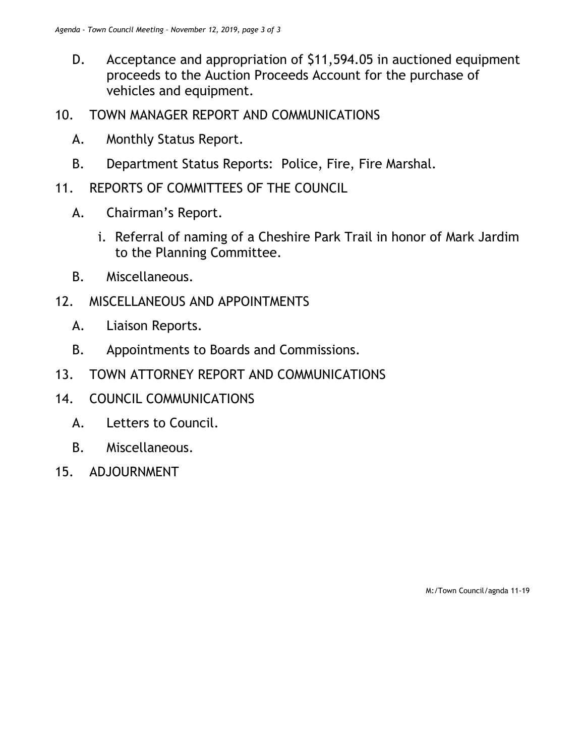D. Acceptance and appropriation of $11,594.05 in auctioned equipment proceeds to the Auction Proceeds Account for the purchase of vehicles and equipment.

10. TOWN MANAGER REPORT AND COMMUNICATIONS

    A. Monthly Status Report.

    B. Department Status Reports: Police, Fire, Fire Marshal.

11. REPORTS OF COMMITTEES OF THE COUNCIL

    A. Chairman's Report.

        i. Referral of naming of a Cheshire Park Trail in honor of Mark Jardim to the Planning Committee.

    B. Miscellaneous.

12. MISCELLANEOUS AND APPOINTMENTS

    A. Liaison Reports.

    B. Appointments to Boards and Commissions.

13. TOWN ATTORNEY REPORT AND COMMUNICATIONS

14. COUNCIL COMMUNICATIONS

    A. Letters to Council.

    B. Miscellaneous.

15. ADJOURNMENT

M:/Town Council/agnda 11-19